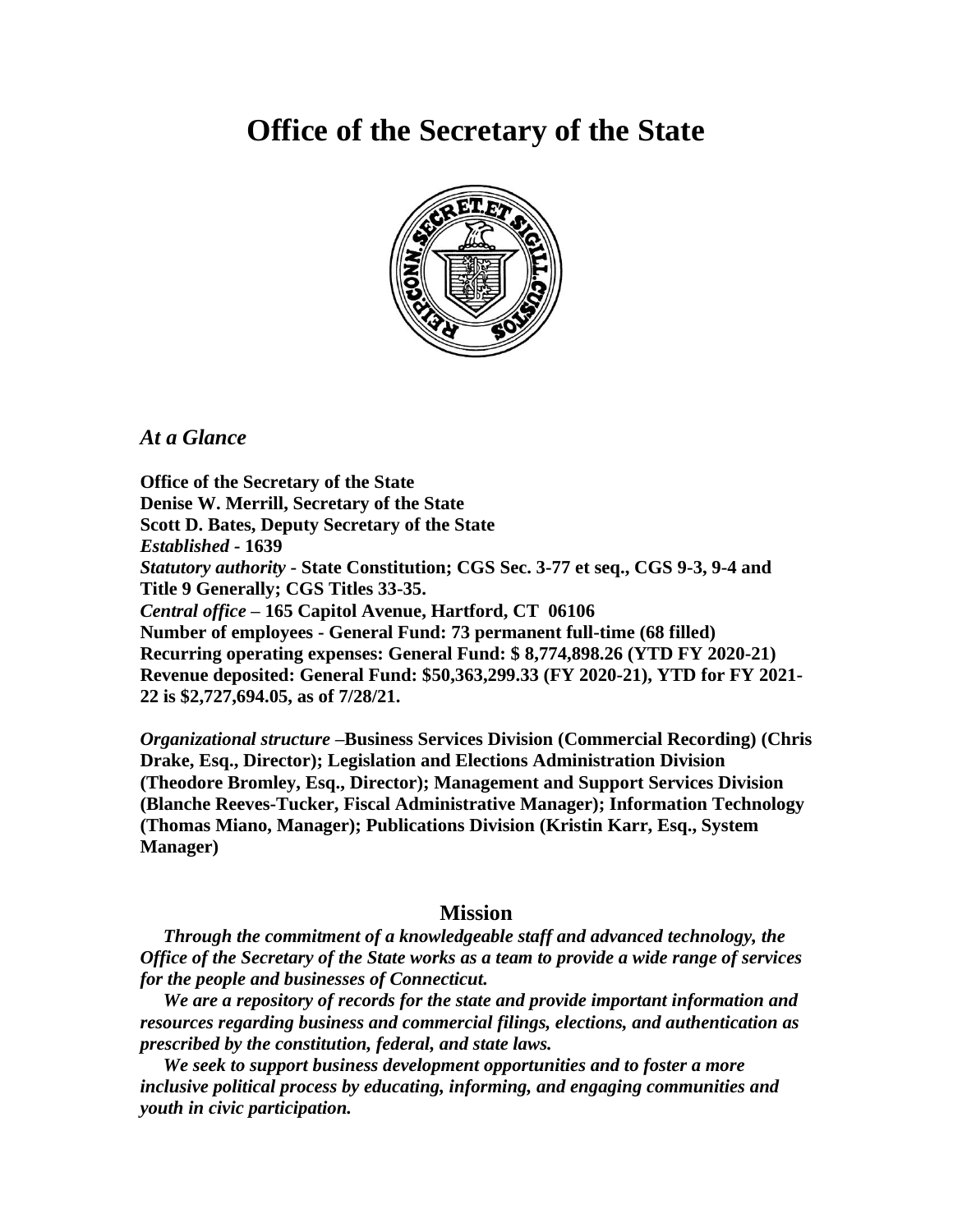# Office of the Secretary of the State

## *At a Glance*

**Office of the Secretary of the State**
**Denise W. Merrill, Secretary of the State**
**Scott D. Bates, Deputy Secretary of the State**
*Established* - **1639**
*Statutory authority* - **State Constitution; CGS Sec. 3-77 et seq., CGS 9-3, 9-4 and Title 9 Generally; CGS Titles 33-35.**
*Central office* – **165 Capitol Avenue, Hartford, CT 06106**
**Number of employees - General Fund: 73 permanent full-time (68 filled)**
**Recurring operating expenses: General Fund: $ 8,774,898.26 (YTD FY 2020-21)**
**Revenue deposited: General Fund: $50,363,299.33 (FY 2020-21), YTD for FY 2021-22 is $2,727,694.05, as of 7/28/21.**

*Organizational structure* –**Business Services Division (Commercial Recording) (Chris Drake, Esq., Director); Legislation and Elections Administration Division (Theodore Bromley, Esq., Director); Management and Support Services Division (Blanche Reeves-Tucker, Fiscal Administrative Manager); Information Technology (Thomas Miano, Manager); Publications Division (Kristin Karr, Esq., System Manager)**

## Mission

***Through the commitment of a knowledgeable staff and advanced technology, the Office of the Secretary of the State works as a team to provide a wide range of services for the people and businesses of Connecticut.***

***We are a repository of records for the state and provide important information and resources regarding business and commercial filings, elections, and authentication as prescribed by the constitution, federal, and state laws.***

***We seek to support business development opportunities and to foster a more inclusive political process by educating, informing, and engaging communities and youth in civic participation.***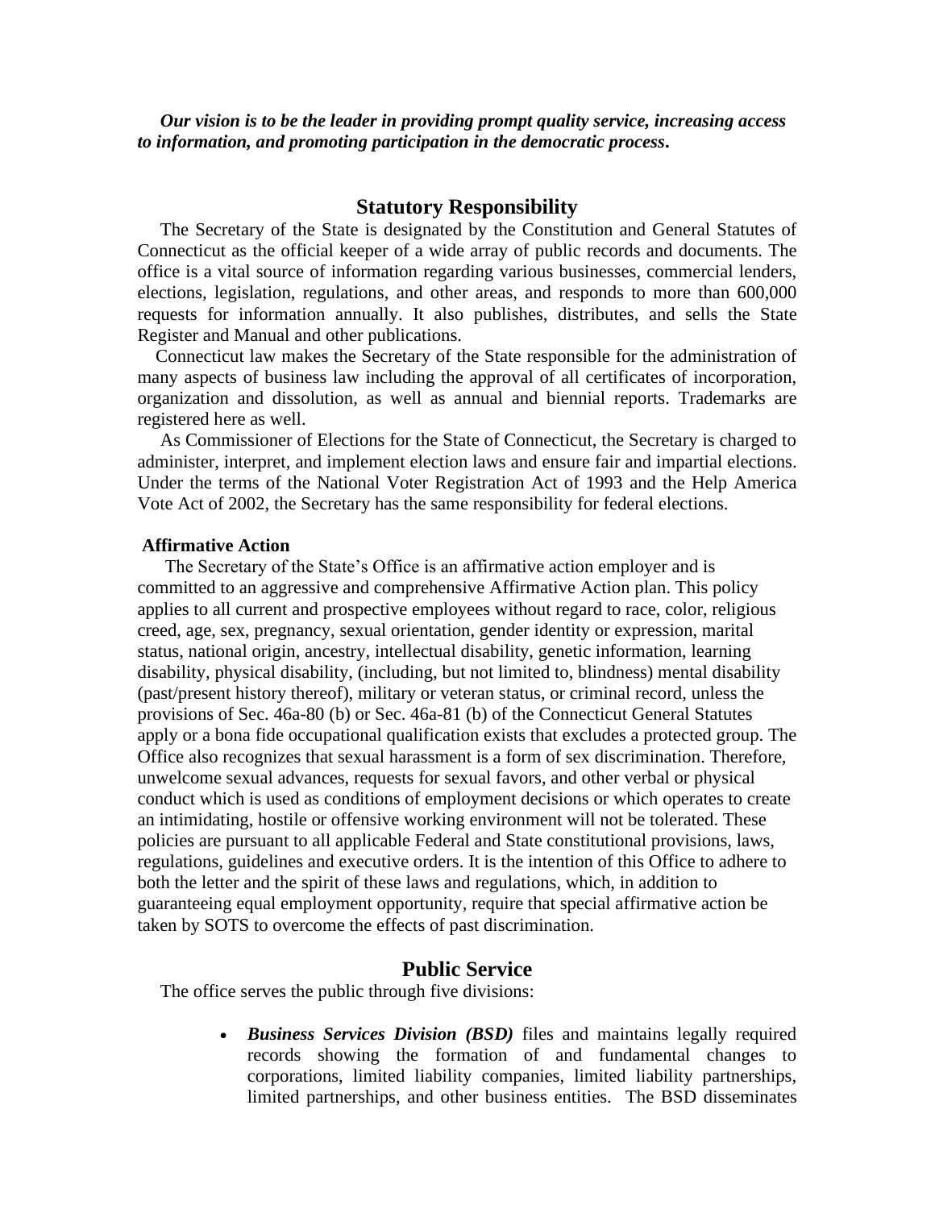***Our vision is to be the leader in providing prompt quality service, increasing access to information, and promoting participation in the democratic process.***

## Statutory Responsibility

The Secretary of the State is designated by the Constitution and General Statutes of Connecticut as the official keeper of a wide array of public records and documents. The office is a vital source of information regarding various businesses, commercial lenders, elections, legislation, regulations, and other areas, and responds to more than 600,000 requests for information annually. It also publishes, distributes, and sells the State Register and Manual and other publications.

Connecticut law makes the Secretary of the State responsible for the administration of many aspects of business law including the approval of all certificates of incorporation, organization and dissolution, as well as annual and biennial reports. Trademarks are registered here as well.

As Commissioner of Elections for the State of Connecticut, the Secretary is charged to administer, interpret, and implement election laws and ensure fair and impartial elections. Under the terms of the National Voter Registration Act of 1993 and the Help America Vote Act of 2002, the Secretary has the same responsibility for federal elections.

### Affirmative Action

The Secretary of the State's Office is an affirmative action employer and is committed to an aggressive and comprehensive Affirmative Action plan. This policy applies to all current and prospective employees without regard to race, color, religious creed, age, sex, pregnancy, sexual orientation, gender identity or expression, marital status, national origin, ancestry, intellectual disability, genetic information, learning disability, physical disability, (including, but not limited to, blindness) mental disability (past/present history thereof), military or veteran status, or criminal record, unless the provisions of Sec. 46a-80 (b) or Sec. 46a-81 (b) of the Connecticut General Statutes apply or a bona fide occupational qualification exists that excludes a protected group. The Office also recognizes that sexual harassment is a form of sex discrimination. Therefore, unwelcome sexual advances, requests for sexual favors, and other verbal or physical conduct which is used as conditions of employment decisions or which operates to create an intimidating, hostile or offensive working environment will not be tolerated. These policies are pursuant to all applicable Federal and State constitutional provisions, laws, regulations, guidelines and executive orders. It is the intention of this Office to adhere to both the letter and the spirit of these laws and regulations, which, in addition to guaranteeing equal employment opportunity, require that special affirmative action be taken by SOTS to overcome the effects of past discrimination.

## Public Service

The office serves the public through five divisions:

- ***Business Services Division (BSD)*** files and maintains legally required records showing the formation of and fundamental changes to corporations, limited liability companies, limited liability partnerships, limited partnerships, and other business entities. The BSD disseminates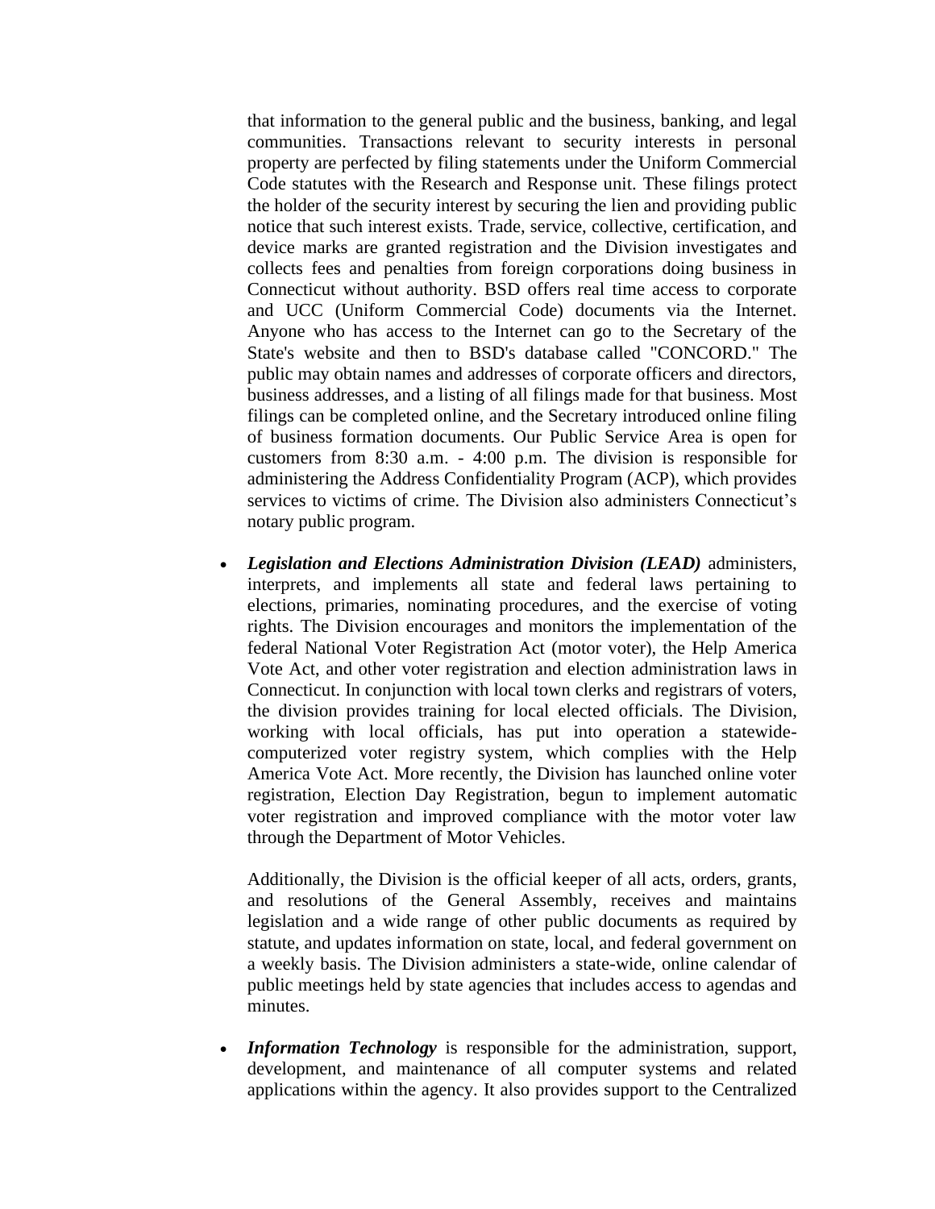that information to the general public and the business, banking, and legal communities. Transactions relevant to security interests in personal property are perfected by filing statements under the Uniform Commercial Code statutes with the Research and Response unit. These filings protect the holder of the security interest by securing the lien and providing public notice that such interest exists. Trade, service, collective, certification, and device marks are granted registration and the Division investigates and collects fees and penalties from foreign corporations doing business in Connecticut without authority. BSD offers real time access to corporate and UCC (Uniform Commercial Code) documents via the Internet. Anyone who has access to the Internet can go to the Secretary of the State's website and then to BSD's database called "CONCORD." The public may obtain names and addresses of corporate officers and directors, business addresses, and a listing of all filings made for that business. Most filings can be completed online, and the Secretary introduced online filing of business formation documents. Our Public Service Area is open for customers from 8:30 a.m. - 4:00 p.m. The division is responsible for administering the Address Confidentiality Program (ACP), which provides services to victims of crime. The Division also administers Connecticut's notary public program.

- ***Legislation and Elections Administration Division (LEAD)*** administers, interprets, and implements all state and federal laws pertaining to elections, primaries, nominating procedures, and the exercise of voting rights. The Division encourages and monitors the implementation of the federal National Voter Registration Act (motor voter), the Help America Vote Act, and other voter registration and election administration laws in Connecticut. In conjunction with local town clerks and registrars of voters, the division provides training for local elected officials. The Division, working with local officials, has put into operation a statewide-computerized voter registry system, which complies with the Help America Vote Act. More recently, the Division has launched online voter registration, Election Day Registration, begun to implement automatic voter registration and improved compliance with the motor voter law through the Department of Motor Vehicles.

  Additionally, the Division is the official keeper of all acts, orders, grants, and resolutions of the General Assembly, receives and maintains legislation and a wide range of other public documents as required by statute, and updates information on state, local, and federal government on a weekly basis. The Division administers a state-wide, online calendar of public meetings held by state agencies that includes access to agendas and minutes.

- ***Information Technology*** is responsible for the administration, support, development, and maintenance of all computer systems and related applications within the agency. It also provides support to the Centralized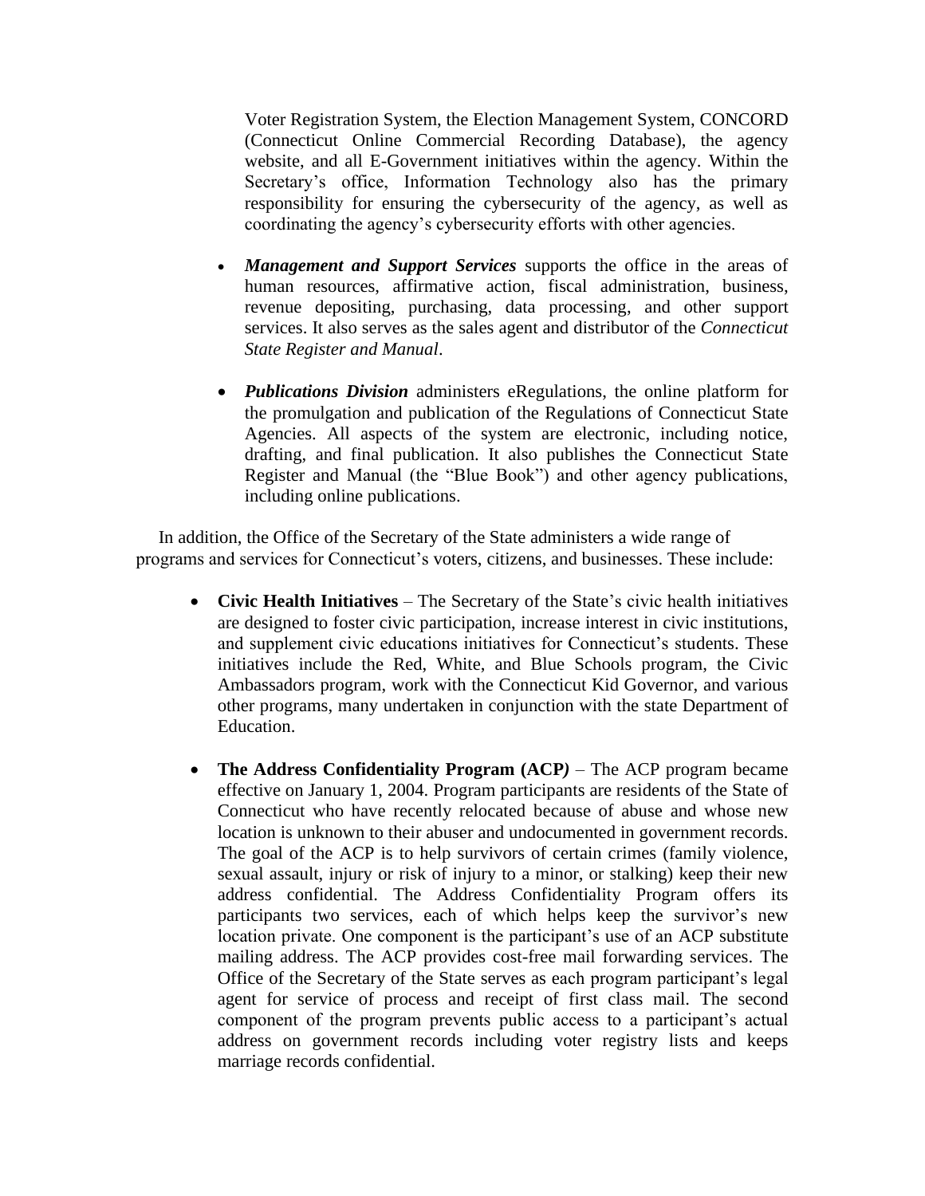Voter Registration System, the Election Management System, CONCORD (Connecticut Online Commercial Recording Database), the agency website, and all E-Government initiatives within the agency. Within the Secretary's office, Information Technology also has the primary responsibility for ensuring the cybersecurity of the agency, as well as coordinating the agency's cybersecurity efforts with other agencies.

- ***Management and Support Services*** supports the office in the areas of human resources, affirmative action, fiscal administration, business, revenue depositing, purchasing, data processing, and other support services. It also serves as the sales agent and distributor of the *Connecticut State Register and Manual*.

- ***Publications Division*** administers eRegulations, the online platform for the promulgation and publication of the Regulations of Connecticut State Agencies. All aspects of the system are electronic, including notice, drafting, and final publication. It also publishes the Connecticut State Register and Manual (the "Blue Book") and other agency publications, including online publications.

In addition, the Office of the Secretary of the State administers a wide range of programs and services for Connecticut's voters, citizens, and businesses. These include:

- **Civic Health Initiatives** – The Secretary of the State's civic health initiatives are designed to foster civic participation, increase interest in civic institutions, and supplement civic educations initiatives for Connecticut's students. These initiatives include the Red, White, and Blue Schools program, the Civic Ambassadors program, work with the Connecticut Kid Governor, and various other programs, many undertaken in conjunction with the state Department of Education.

- **The Address Confidentiality Program (ACP*)*** – The ACP program became effective on January 1, 2004. Program participants are residents of the State of Connecticut who have recently relocated because of abuse and whose new location is unknown to their abuser and undocumented in government records. The goal of the ACP is to help survivors of certain crimes (family violence, sexual assault, injury or risk of injury to a minor, or stalking) keep their new address confidential. The Address Confidentiality Program offers its participants two services, each of which helps keep the survivor's new location private. One component is the participant's use of an ACP substitute mailing address. The ACP provides cost-free mail forwarding services. The Office of the Secretary of the State serves as each program participant's legal agent for service of process and receipt of first class mail. The second component of the program prevents public access to a participant's actual address on government records including voter registry lists and keeps marriage records confidential.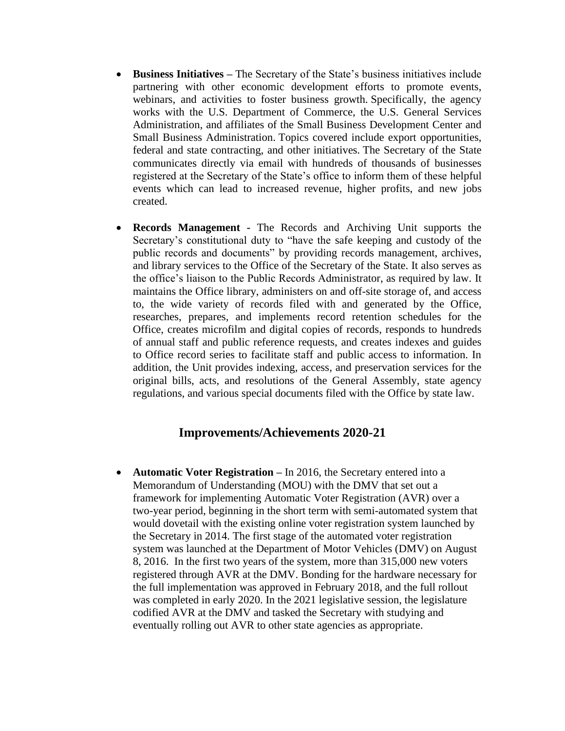- **Business Initiatives –** The Secretary of the State's business initiatives include partnering with other economic development efforts to promote events, webinars, and activities to foster business growth. Specifically, the agency works with the U.S. Department of Commerce, the U.S. General Services Administration, and affiliates of the Small Business Development Center and Small Business Administration. Topics covered include export opportunities, federal and state contracting, and other initiatives. The Secretary of the State communicates directly via email with hundreds of thousands of businesses registered at the Secretary of the State's office to inform them of these helpful events which can lead to increased revenue, higher profits, and new jobs created.

- **Records Management -** The Records and Archiving Unit supports the Secretary's constitutional duty to "have the safe keeping and custody of the public records and documents" by providing records management, archives, and library services to the Office of the Secretary of the State. It also serves as the office's liaison to the Public Records Administrator, as required by law. It maintains the Office library, administers on and off-site storage of, and access to, the wide variety of records filed with and generated by the Office, researches, prepares, and implements record retention schedules for the Office, creates microfilm and digital copies of records, responds to hundreds of annual staff and public reference requests, and creates indexes and guides to Office record series to facilitate staff and public access to information. In addition, the Unit provides indexing, access, and preservation services for the original bills, acts, and resolutions of the General Assembly, state agency regulations, and various special documents filed with the Office by state law.

## Improvements/Achievements 2020-21

- **Automatic Voter Registration –** In 2016, the Secretary entered into a Memorandum of Understanding (MOU) with the DMV that set out a framework for implementing Automatic Voter Registration (AVR) over a two-year period, beginning in the short term with semi-automated system that would dovetail with the existing online voter registration system launched by the Secretary in 2014. The first stage of the automated voter registration system was launched at the Department of Motor Vehicles (DMV) on August 8, 2016. In the first two years of the system, more than 315,000 new voters registered through AVR at the DMV. Bonding for the hardware necessary for the full implementation was approved in February 2018, and the full rollout was completed in early 2020. In the 2021 legislative session, the legislature codified AVR at the DMV and tasked the Secretary with studying and eventually rolling out AVR to other state agencies as appropriate.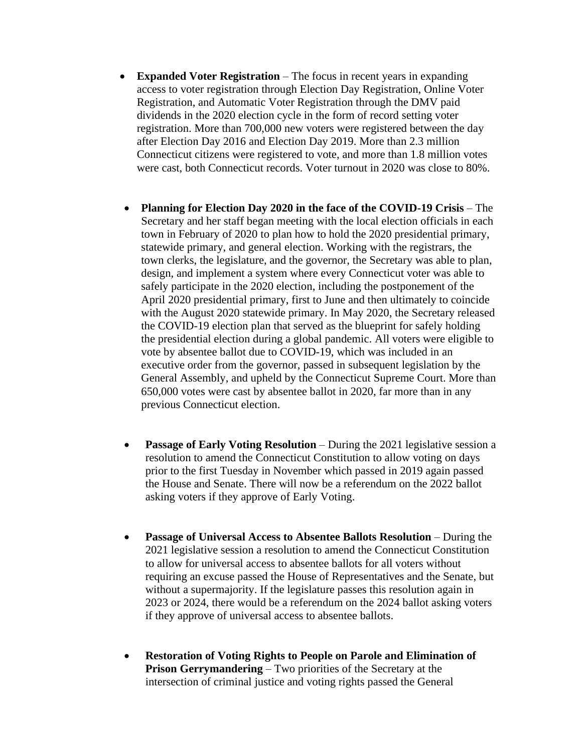- **Expanded Voter Registration** – The focus in recent years in expanding access to voter registration through Election Day Registration, Online Voter Registration, and Automatic Voter Registration through the DMV paid dividends in the 2020 election cycle in the form of record setting voter registration. More than 700,000 new voters were registered between the day after Election Day 2016 and Election Day 2019. More than 2.3 million Connecticut citizens were registered to vote, and more than 1.8 million votes were cast, both Connecticut records. Voter turnout in 2020 was close to 80%.

- **Planning for Election Day 2020 in the face of the COVID-19 Crisis** – The Secretary and her staff began meeting with the local election officials in each town in February of 2020 to plan how to hold the 2020 presidential primary, statewide primary, and general election. Working with the registrars, the town clerks, the legislature, and the governor, the Secretary was able to plan, design, and implement a system where every Connecticut voter was able to safely participate in the 2020 election, including the postponement of the April 2020 presidential primary, first to June and then ultimately to coincide with the August 2020 statewide primary. In May 2020, the Secretary released the COVID-19 election plan that served as the blueprint for safely holding the presidential election during a global pandemic. All voters were eligible to vote by absentee ballot due to COVID-19, which was included in an executive order from the governor, passed in subsequent legislation by the General Assembly, and upheld by the Connecticut Supreme Court. More than 650,000 votes were cast by absentee ballot in 2020, far more than in any previous Connecticut election.

- **Passage of Early Voting Resolution** – During the 2021 legislative session a resolution to amend the Connecticut Constitution to allow voting on days prior to the first Tuesday in November which passed in 2019 again passed the House and Senate. There will now be a referendum on the 2022 ballot asking voters if they approve of Early Voting.

- **Passage of Universal Access to Absentee Ballots Resolution** – During the 2021 legislative session a resolution to amend the Connecticut Constitution to allow for universal access to absentee ballots for all voters without requiring an excuse passed the House of Representatives and the Senate, but without a supermajority. If the legislature passes this resolution again in 2023 or 2024, there would be a referendum on the 2024 ballot asking voters if they approve of universal access to absentee ballots.

- **Restoration of Voting Rights to People on Parole and Elimination of Prison Gerrymandering** – Two priorities of the Secretary at the intersection of criminal justice and voting rights passed the General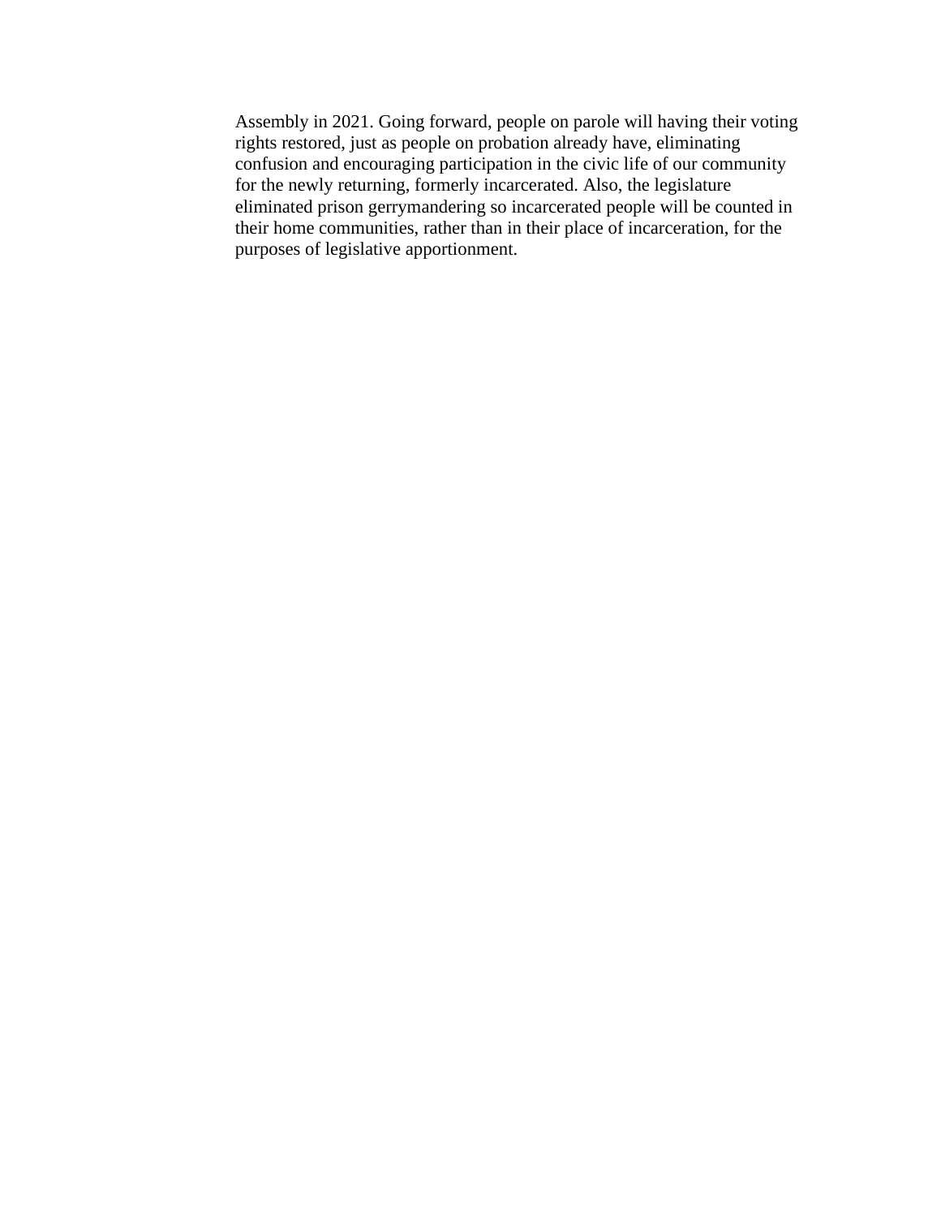Assembly in 2021. Going forward, people on parole will having their voting rights restored, just as people on probation already have, eliminating confusion and encouraging participation in the civic life of our community for the newly returning, formerly incarcerated. Also, the legislature eliminated prison gerrymandering so incarcerated people will be counted in their home communities, rather than in their place of incarceration, for the purposes of legislative apportionment.